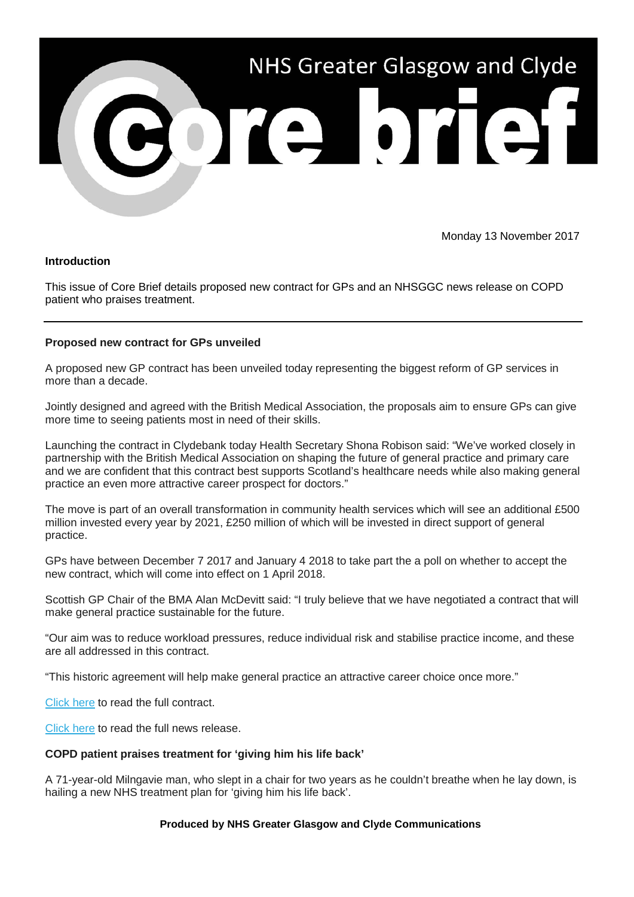# NHS Greater Glasgow and Clyde Core brief

Monday 13 November 2017

**Introduction**

This issue of Core Brief details proposed new contract for GPs and an NHSGGC news release on COPD patient who praises treatment.

---

**Proposed new contract for GPs unveiled**

A proposed new GP contract has been unveiled today representing the biggest reform of GP services in more than a decade.

Jointly designed and agreed with the British Medical Association, the proposals aim to ensure GPs can give more time to seeing patients most in need of their skills.

Launching the contract in Clydebank today Health Secretary Shona Robison said: "We've worked closely in partnership with the British Medical Association on shaping the future of general practice and primary care and we are confident that this contract best supports Scotland's healthcare needs while also making general practice an even more attractive career prospect for doctors."

The move is part of an overall transformation in community health services which will see an additional £500 million invested every year by 2021, £250 million of which will be invested in direct support of general practice.

GPs have between December 7 2017 and January 4 2018 to take part the a poll on whether to accept the new contract, which will come into effect on 1 April 2018.

Scottish GP Chair of the BMA Alan McDevitt said: "I truly believe that we have negotiated a contract that will make general practice sustainable for the future.

"Our aim was to reduce workload pressures, reduce individual risk and stabilise practice income, and these are all addressed in this contract.

"This historic agreement will help make general practice an attractive career choice once more."

Click here to read the full contract.

Click here to read the full news release.

**COPD patient praises treatment for 'giving him his life back'**

A 71-year-old Milngavie man, who slept in a chair for two years as he couldn't breathe when he lay down, is hailing a new NHS treatment plan for 'giving him his life back'.

**Produced by NHS Greater Glasgow and Clyde Communications**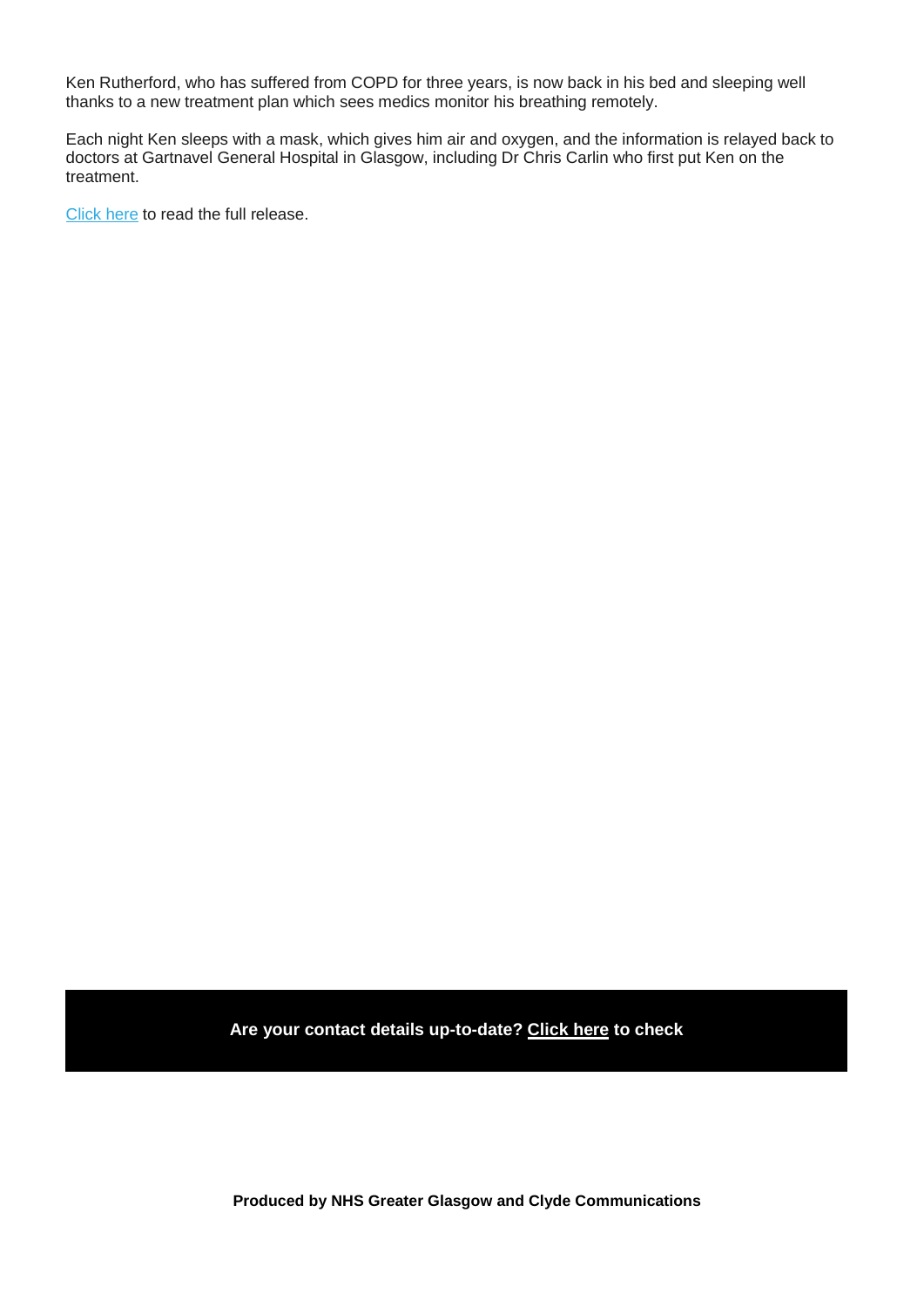Ken Rutherford, who has suffered from COPD for three years, is now back in his bed and sleeping well thanks to a new treatment plan which sees medics monitor his breathing remotely.

Each night Ken sleeps with a mask, which gives him air and oxygen, and the information is relayed back to doctors at Gartnavel General Hospital in Glasgow, including Dr Chris Carlin who first put Ken on the treatment.

Click here to read the full release.

**Are your contact details up-to-date? Click here to check**

**Produced by NHS Greater Glasgow and Clyde Communications**